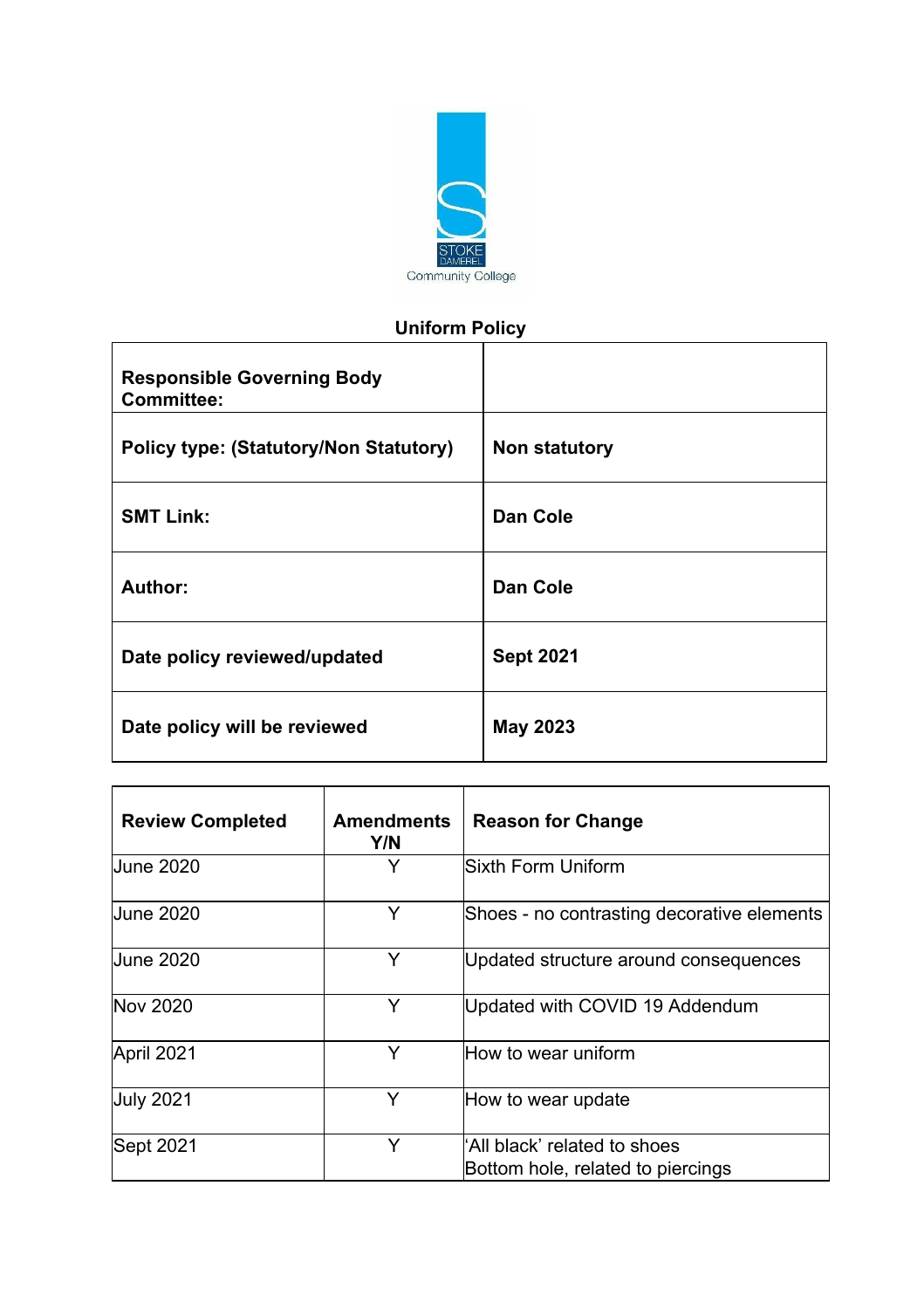STOKE DAMEREL Community College

# Uniform Policy

| | |
|---|---|
| **Responsible Governing Body Committee:** | |
| **Policy type: (Statutory/Non Statutory)** | **Non statutory** |
| **SMT Link:** | **Dan Cole** |
| **Author:** | **Dan Cole** |
| **Date policy reviewed/updated** | **Sept 2021** |
| **Date policy will be reviewed** | **May 2023** |

| Review Completed | Amendments Y/N | Reason for Change |
|---|---|---|
| June 2020 | Y | Sixth Form Uniform |
| June 2020 | Y | Shoes - no contrasting decorative elements |
| June 2020 | Y | Updated structure around consequences |
| Nov 2020 | Y | Updated with COVID 19 Addendum |
| April 2021 | Y | How to wear uniform |
| July 2021 | Y | How to wear update |
| Sept 2021 | Y | 'All black' related to shoes<br>Bottom hole, related to piercings |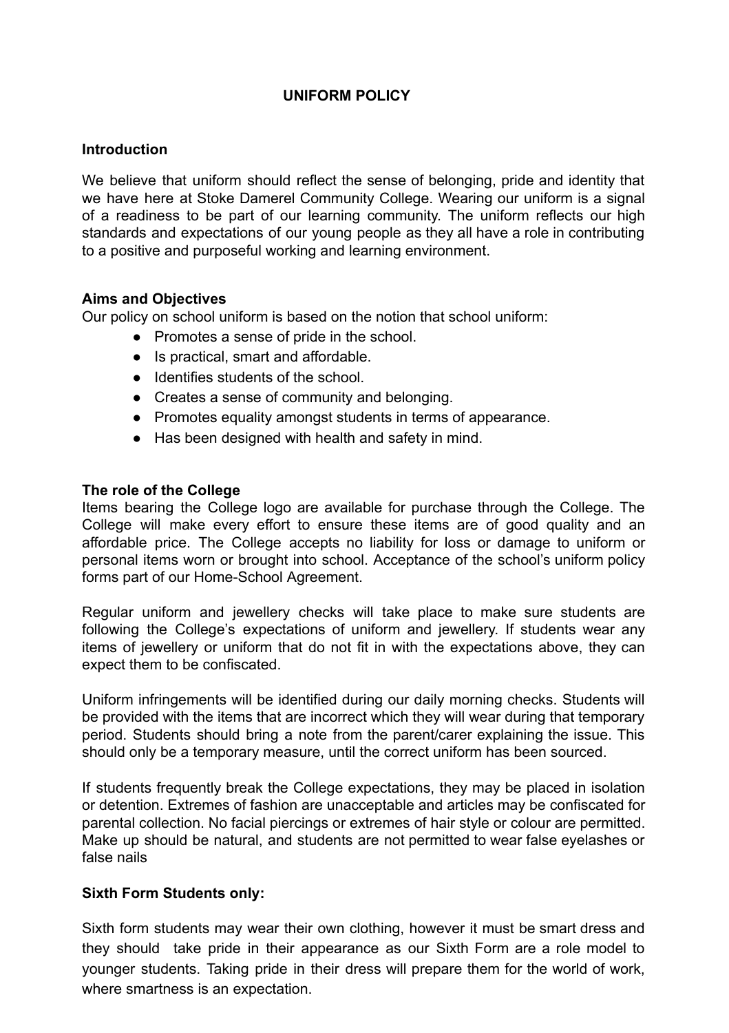# UNIFORM POLICY

## Introduction

We believe that uniform should reflect the sense of belonging, pride and identity that we have here at Stoke Damerel Community College. Wearing our uniform is a signal of a readiness to be part of our learning community. The uniform reflects our high standards and expectations of our young people as they all have a role in contributing to a positive and purposeful working and learning environment.

## Aims and Objectives

Our policy on school uniform is based on the notion that school uniform:

- Promotes a sense of pride in the school.
- Is practical, smart and affordable.
- Identifies students of the school.
- Creates a sense of community and belonging.
- Promotes equality amongst students in terms of appearance.
- Has been designed with health and safety in mind.

## The role of the College

Items bearing the College logo are available for purchase through the College. The College will make every effort to ensure these items are of good quality and an affordable price. The College accepts no liability for loss or damage to uniform or personal items worn or brought into school. Acceptance of the school's uniform policy forms part of our Home-School Agreement.

Regular uniform and jewellery checks will take place to make sure students are following the College's expectations of uniform and jewellery. If students wear any items of jewellery or uniform that do not fit in with the expectations above, they can expect them to be confiscated.

Uniform infringements will be identified during our daily morning checks. Students will be provided with the items that are incorrect which they will wear during that temporary period. Students should bring a note from the parent/carer explaining the issue. This should only be a temporary measure, until the correct uniform has been sourced.

If students frequently break the College expectations, they may be placed in isolation or detention. Extremes of fashion are unacceptable and articles may be confiscated for parental collection. No facial piercings or extremes of hair style or colour are permitted. Make up should be natural, and students are not permitted to wear false eyelashes or false nails

## Sixth Form Students only:

Sixth form students may wear their own clothing, however it must be smart dress and they should take pride in their appearance as our Sixth Form are a role model to younger students. Taking pride in their dress will prepare them for the world of work, where smartness is an expectation.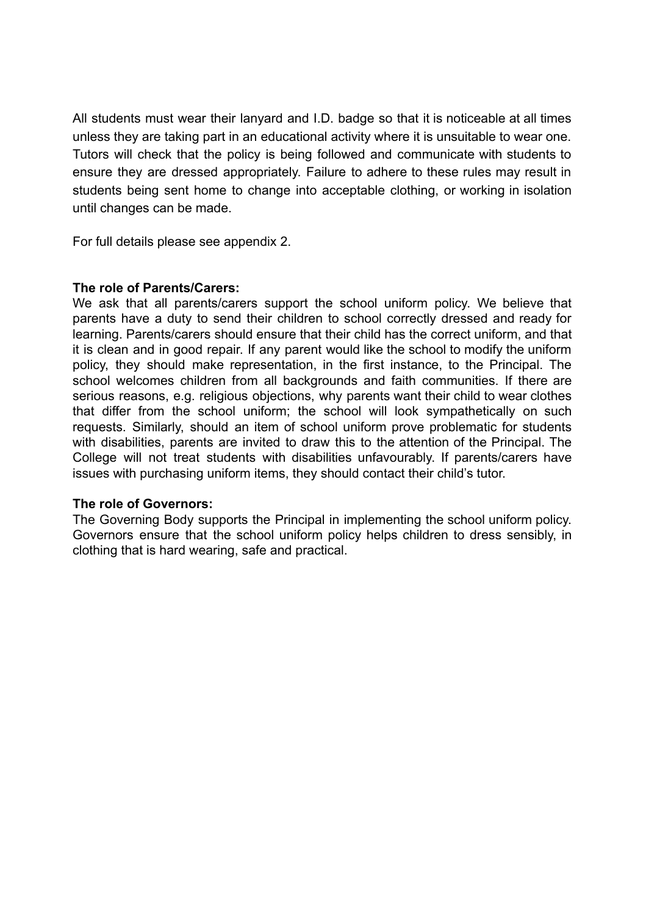All students must wear their lanyard and I.D. badge so that it is noticeable at all times unless they are taking part in an educational activity where it is unsuitable to wear one. Tutors will check that the policy is being followed and communicate with students to ensure they are dressed appropriately. Failure to adhere to these rules may result in students being sent home to change into acceptable clothing, or working in isolation until changes can be made.

For full details please see appendix 2.

**The role of Parents/Carers:**
We ask that all parents/carers support the school uniform policy. We believe that parents have a duty to send their children to school correctly dressed and ready for learning. Parents/carers should ensure that their child has the correct uniform, and that it is clean and in good repair. If any parent would like the school to modify the uniform policy, they should make representation, in the first instance, to the Principal. The school welcomes children from all backgrounds and faith communities. If there are serious reasons, e.g. religious objections, why parents want their child to wear clothes that differ from the school uniform; the school will look sympathetically on such requests. Similarly, should an item of school uniform prove problematic for students with disabilities, parents are invited to draw this to the attention of the Principal. The College will not treat students with disabilities unfavourably. If parents/carers have issues with purchasing uniform items, they should contact their child's tutor.

**The role of Governors:**
The Governing Body supports the Principal in implementing the school uniform policy. Governors ensure that the school uniform policy helps children to dress sensibly, in clothing that is hard wearing, safe and practical.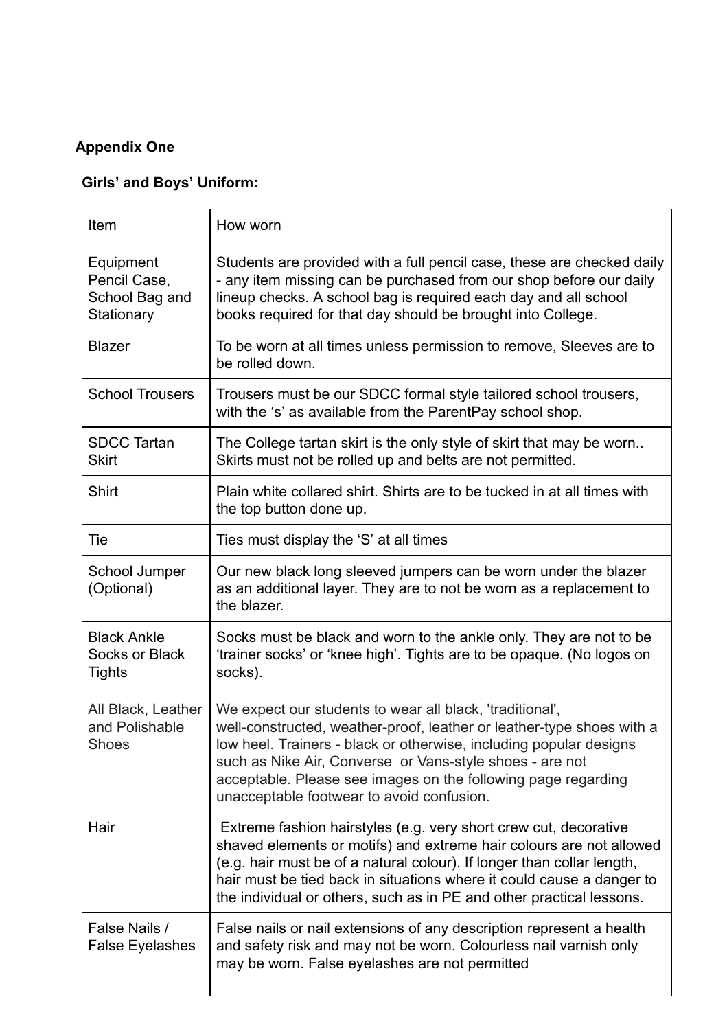**Appendix One**

**Girls' and Boys' Uniform:**

| Item | How worn |
|---|---|
| Equipment Pencil Case, School Bag and Stationary | Students are provided with a full pencil case, these are checked daily - any item missing can be purchased from our shop before our daily lineup checks. A school bag is required each day and all school books required for that day should be brought into College. |
| Blazer | To be worn at all times unless permission to remove, Sleeves are to be rolled down. |
| School Trousers | Trousers must be our SDCC formal style tailored school trousers, with the 's' as available from the ParentPay school shop. |
| SDCC Tartan Skirt | The College tartan skirt is the only style of skirt that may be worn.. Skirts must not be rolled up and belts are not permitted. |
| Shirt | Plain white collared shirt. Shirts are to be tucked in at all times with the top button done up. |
| Tie | Ties must display the 'S' at all times |
| School Jumper (Optional) | Our new black long sleeved jumpers can be worn under the blazer as an additional layer. They are to not be worn as a replacement to the blazer. |
| Black Ankle Socks or Black Tights | Socks must be black and worn to the ankle only. They are not to be 'trainer socks' or 'knee high'. Tights are to be opaque. (No logos on socks). |
| All Black, Leather and Polishable Shoes | We expect our students to wear all black, 'traditional', well-constructed, weather-proof, leather or leather-type shoes with a low heel. Trainers - black or otherwise, including popular designs such as Nike Air, Converse or Vans-style shoes - are not acceptable. Please see images on the following page regarding unacceptable footwear to avoid confusion. |
| Hair | Extreme fashion hairstyles (e.g. very short crew cut, decorative shaved elements or motifs) and extreme hair colours are not allowed (e.g. hair must be of a natural colour). If longer than collar length, hair must be tied back in situations where it could cause a danger to the individual or others, such as in PE and other practical lessons. |
| False Nails / False Eyelashes | False nails or nail extensions of any description represent a health and safety risk and may not be worn. Colourless nail varnish only may be worn. False eyelashes are not permitted |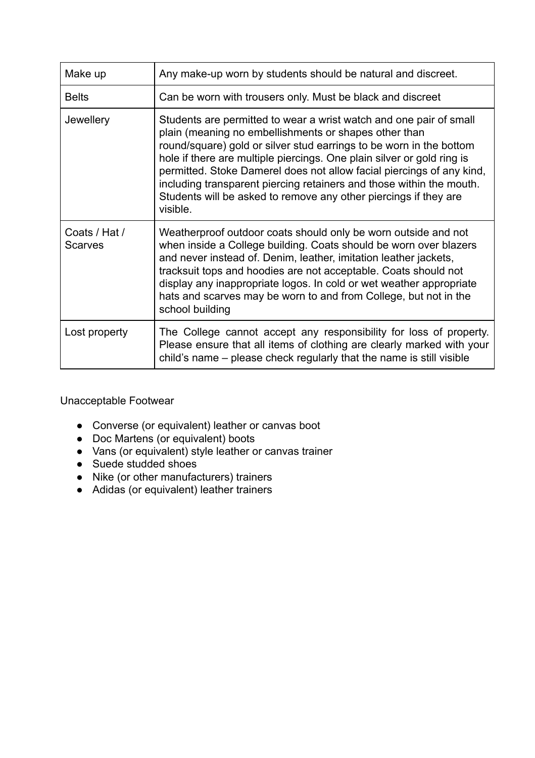| Make up | Any make-up worn by students should be natural and discreet. |
|---|---|
| Belts | Can be worn with trousers only. Must be black and discreet |
| Jewellery | Students are permitted to wear a wrist watch and one pair of small plain (meaning no embellishments or shapes other than round/square) gold or silver stud earrings to be worn in the bottom hole if there are multiple piercings. One plain silver or gold ring is permitted. Stoke Damerel does not allow facial piercings of any kind, including transparent piercing retainers and those within the mouth. Students will be asked to remove any other piercings if they are visible. |
| Coats / Hat / Scarves | Weatherproof outdoor coats should only be worn outside and not when inside a College building. Coats should be worn over blazers and never instead of. Denim, leather, imitation leather jackets, tracksuit tops and hoodies are not acceptable. Coats should not display any inappropriate logos. In cold or wet weather appropriate hats and scarves may be worn to and from College, but not in the school building |
| Lost property | The College cannot accept any responsibility for loss of property. Please ensure that all items of clothing are clearly marked with your child's name – please check regularly that the name is still visible |

Unacceptable Footwear

- Converse (or equivalent) leather or canvas boot
- Doc Martens (or equivalent) boots
- Vans (or equivalent) style leather or canvas trainer
- Suede studded shoes
- Nike (or other manufacturers) trainers
- Adidas (or equivalent) leather trainers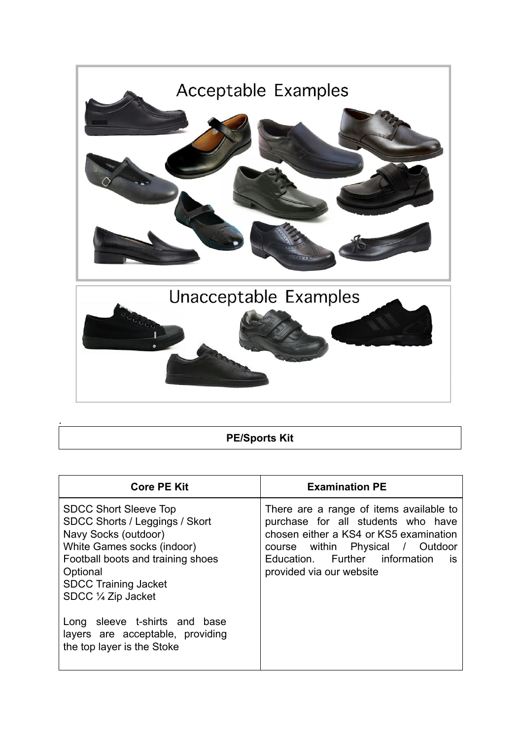Acceptable Examples

Unacceptable Examples

.

**PE/Sports Kit**

| Core PE Kit | Examination PE |
| --- | --- |
| SDCC Short Sleeve Top<br>SDCC Shorts / Leggings / Skort<br>Navy Socks (outdoor)<br>White Games socks (indoor)<br>Football boots and training shoes<br>Optional<br>SDCC Training Jacket<br>SDCC ¼ Zip Jacket<br><br>Long sleeve t-shirts and base layers are acceptable, providing the top layer is the Stoke | There are a range of items available to purchase for all students who have chosen either a KS4 or KS5 examination course within Physical / Outdoor Education. Further information is provided via our website |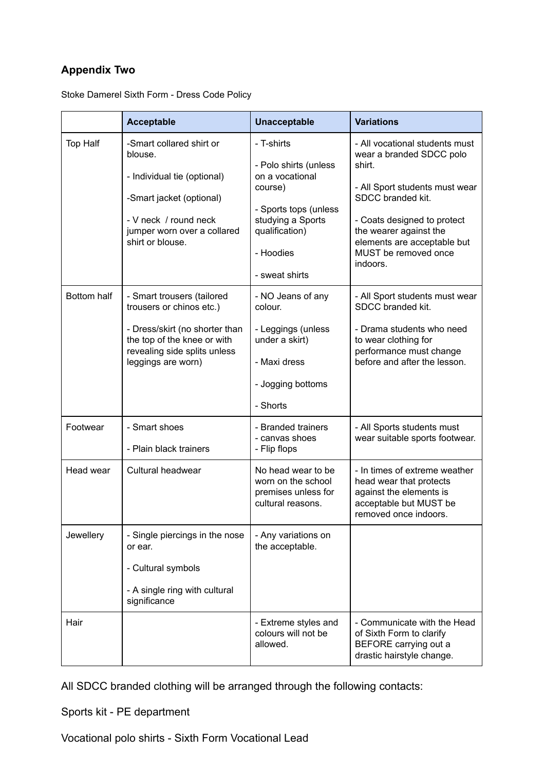## Appendix Two

Stoke Damerel Sixth Form - Dress Code Policy

| | Acceptable | Unacceptable | Variations |
|---|---|---|---|
| Top Half | -Smart collared shirt or blouse.<br><br>- Individual tie (optional)<br><br>-Smart jacket (optional)<br><br>- V neck / round neck jumper worn over a collared shirt or blouse. | - T-shirts<br><br>- Polo shirts (unless on a vocational course)<br><br>- Sports tops (unless studying a Sports qualification)<br><br>- Hoodies<br><br>- sweat shirts | - All vocational students must wear a branded SDCC polo shirt.<br><br>- All Sport students must wear SDCC branded kit.<br><br>- Coats designed to protect the wearer against the elements are acceptable but MUST be removed once indoors. |
| Bottom half | - Smart trousers (tailored trousers or chinos etc.)<br><br>- Dress/skirt (no shorter than the top of the knee or with revealing side splits unless leggings are worn) | - NO Jeans of any colour.<br><br>- Leggings (unless under a skirt)<br><br>- Maxi dress<br><br>- Jogging bottoms<br><br>- Shorts | - All Sport students must wear SDCC branded kit.<br><br>- Drama students who need to wear clothing for performance must change before and after the lesson. |
| Footwear | - Smart shoes<br><br>- Plain black trainers | - Branded trainers<br>- canvas shoes<br>- Flip flops | - All Sports students must wear suitable sports footwear. |
| Head wear | Cultural headwear | No head wear to be worn on the school premises unless for cultural reasons. | - In times of extreme weather head wear that protects against the elements is acceptable but MUST be removed once indoors. |
| Jewellery | - Single piercings in the nose or ear.<br><br>- Cultural symbols<br><br>- A single ring with cultural significance | - Any variations on the acceptable. | |
| Hair | | - Extreme styles and colours will not be allowed. | - Communicate with the Head of Sixth Form to clarify BEFORE carrying out a drastic hairstyle change. |

All SDCC branded clothing will be arranged through the following contacts:

Sports kit - PE department

Vocational polo shirts - Sixth Form Vocational Lead